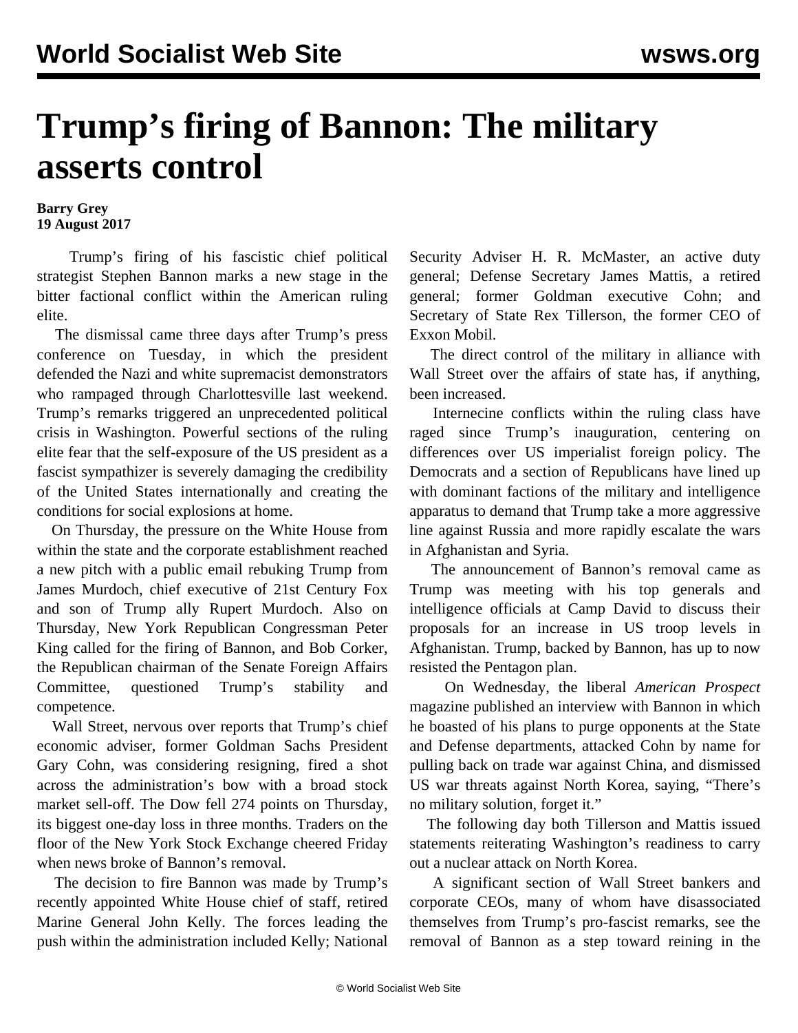# Trump's firing of Bannon: The military asserts control

**Barry Grey**
**19 August 2017**

Trump's firing of his fascistic chief political strategist Stephen Bannon marks a new stage in the bitter factional conflict within the American ruling elite.

The dismissal came three days after Trump's press conference on Tuesday, in which the president defended the Nazi and white supremacist demonstrators who rampaged through Charlottesville last weekend. Trump's remarks triggered an unprecedented political crisis in Washington. Powerful sections of the ruling elite fear that the self-exposure of the US president as a fascist sympathizer is severely damaging the credibility of the United States internationally and creating the conditions for social explosions at home.

On Thursday, the pressure on the White House from within the state and the corporate establishment reached a new pitch with a public email rebuking Trump from James Murdoch, chief executive of 21st Century Fox and son of Trump ally Rupert Murdoch. Also on Thursday, New York Republican Congressman Peter King called for the firing of Bannon, and Bob Corker, the Republican chairman of the Senate Foreign Affairs Committee, questioned Trump's stability and competence.

Wall Street, nervous over reports that Trump's chief economic adviser, former Goldman Sachs President Gary Cohn, was considering resigning, fired a shot across the administration's bow with a broad stock market sell-off. The Dow fell 274 points on Thursday, its biggest one-day loss in three months. Traders on the floor of the New York Stock Exchange cheered Friday when news broke of Bannon's removal.

The decision to fire Bannon was made by Trump's recently appointed White House chief of staff, retired Marine General John Kelly. The forces leading the push within the administration included Kelly; National Security Adviser H. R. McMaster, an active duty general; Defense Secretary James Mattis, a retired general; former Goldman executive Cohn; and Secretary of State Rex Tillerson, the former CEO of Exxon Mobil.

The direct control of the military in alliance with Wall Street over the affairs of state has, if anything, been increased.

Internecine conflicts within the ruling class have raged since Trump's inauguration, centering on differences over US imperialist foreign policy. The Democrats and a section of Republicans have lined up with dominant factions of the military and intelligence apparatus to demand that Trump take a more aggressive line against Russia and more rapidly escalate the wars in Afghanistan and Syria.

The announcement of Bannon's removal came as Trump was meeting with his top generals and intelligence officials at Camp David to discuss their proposals for an increase in US troop levels in Afghanistan. Trump, backed by Bannon, has up to now resisted the Pentagon plan.

On Wednesday, the liberal *American Prospect* magazine published an interview with Bannon in which he boasted of his plans to purge opponents at the State and Defense departments, attacked Cohn by name for pulling back on trade war against China, and dismissed US war threats against North Korea, saying, "There's no military solution, forget it."

The following day both Tillerson and Mattis issued statements reiterating Washington's readiness to carry out a nuclear attack on North Korea.

A significant section of Wall Street bankers and corporate CEOs, many of whom have disassociated themselves from Trump's pro-fascist remarks, see the removal of Bannon as a step toward reining in the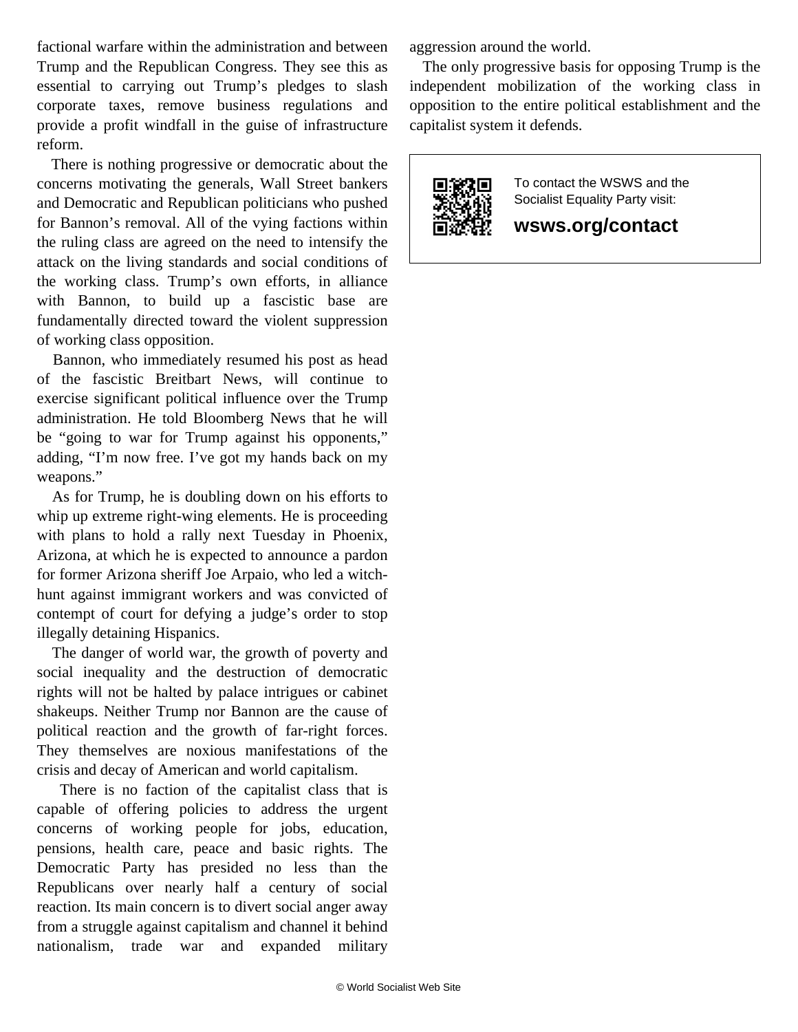factional warfare within the administration and between Trump and the Republican Congress. They see this as essential to carrying out Trump's pledges to slash corporate taxes, remove business regulations and provide a profit windfall in the guise of infrastructure reform.

There is nothing progressive or democratic about the concerns motivating the generals, Wall Street bankers and Democratic and Republican politicians who pushed for Bannon's removal. All of the vying factions within the ruling class are agreed on the need to intensify the attack on the living standards and social conditions of the working class. Trump's own efforts, in alliance with Bannon, to build up a fascistic base are fundamentally directed toward the violent suppression of working class opposition.

Bannon, who immediately resumed his post as head of the fascistic Breitbart News, will continue to exercise significant political influence over the Trump administration. He told Bloomberg News that he will be "going to war for Trump against his opponents," adding, "I'm now free. I've got my hands back on my weapons."

As for Trump, he is doubling down on his efforts to whip up extreme right-wing elements. He is proceeding with plans to hold a rally next Tuesday in Phoenix, Arizona, at which he is expected to announce a pardon for former Arizona sheriff Joe Arpaio, who led a witch-hunt against immigrant workers and was convicted of contempt of court for defying a judge's order to stop illegally detaining Hispanics.

The danger of world war, the growth of poverty and social inequality and the destruction of democratic rights will not be halted by palace intrigues or cabinet shakeups. Neither Trump nor Bannon are the cause of political reaction and the growth of far-right forces. They themselves are noxious manifestations of the crisis and decay of American and world capitalism.

There is no faction of the capitalist class that is capable of offering policies to address the urgent concerns of working people for jobs, education, pensions, health care, peace and basic rights. The Democratic Party has presided no less than the Republicans over nearly half a century of social reaction. Its main concern is to divert social anger away from a struggle against capitalism and channel it behind nationalism, trade war and expanded military aggression around the world.

The only progressive basis for opposing Trump is the independent mobilization of the working class in opposition to the entire political establishment and the capitalist system it defends.

To contact the WSWS and the Socialist Equality Party visit:

**wsws.org/contact**